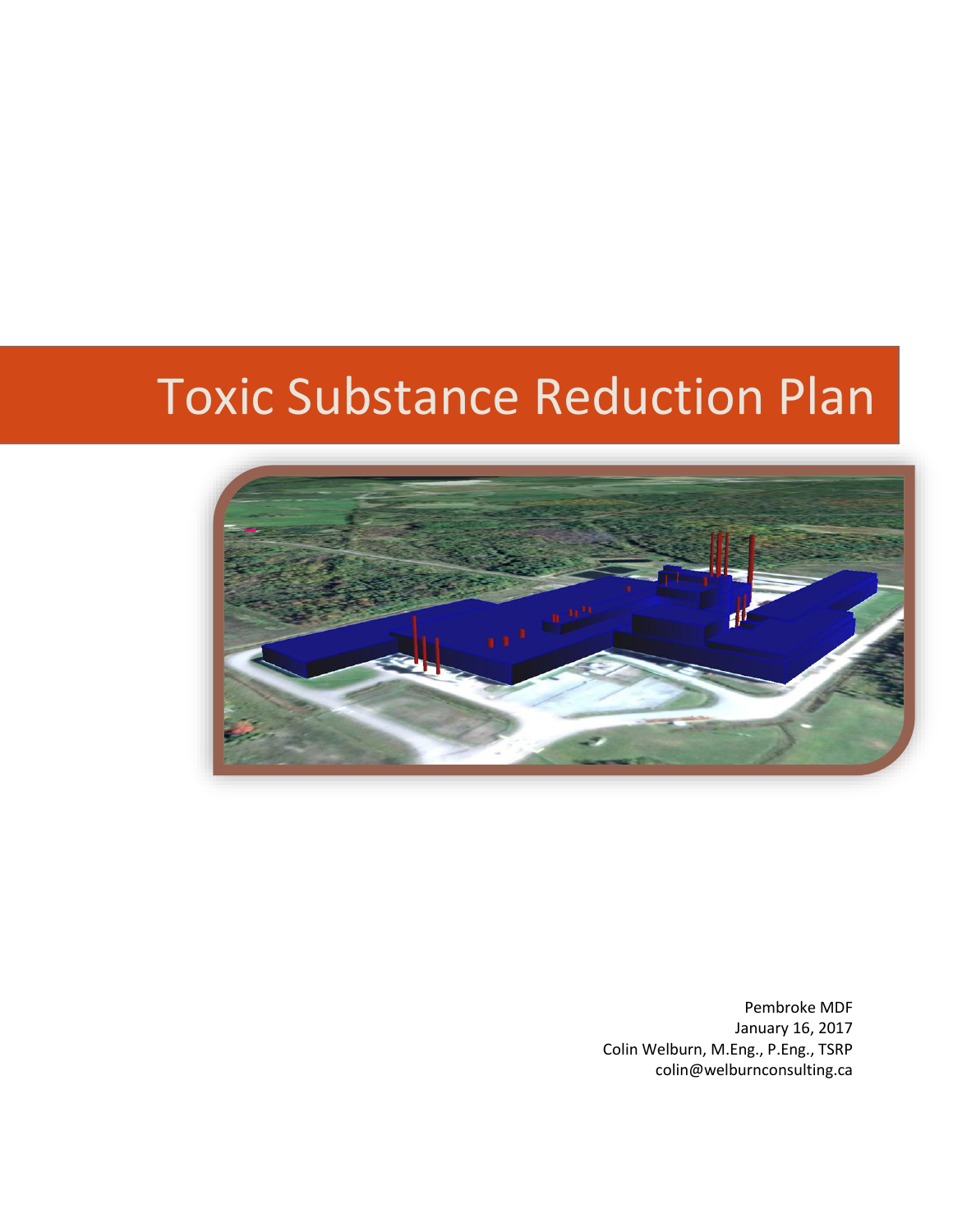# Toxic Substance Reduction Plan

Pembroke MDF
January 16, 2017
Colin Welburn, M.Eng., P.Eng., TSRP
colin@welburnconsulting.ca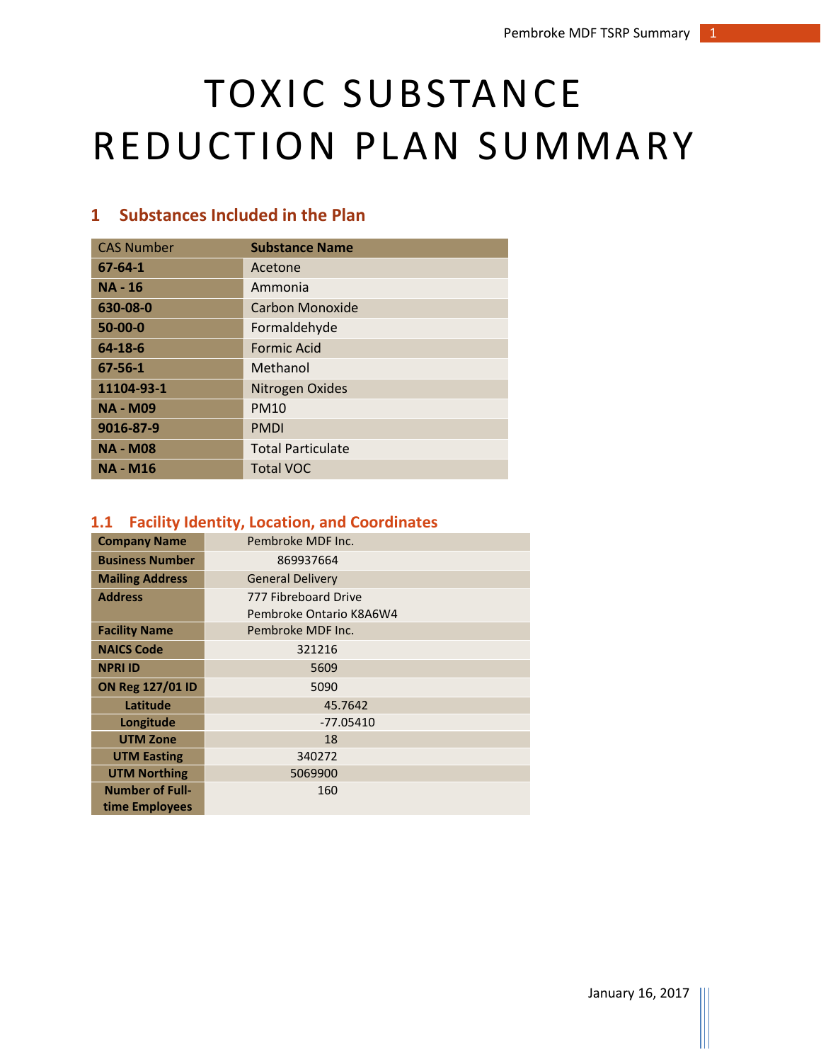# TOXIC SUBSTANCE REDUCTION PLAN SUMMARY

## 1 Substances Included in the Plan

| CAS Number | Substance Name |
|---|---|
| **67-64-1** | Acetone |
| **NA - 16** | Ammonia |
| **630-08-0** | Carbon Monoxide |
| **50-00-0** | Formaldehyde |
| **64-18-6** | Formic Acid |
| **67-56-1** | Methanol |
| **11104-93-1** | Nitrogen Oxides |
| **NA - M09** | PM10 |
| **9016-87-9** | PMDI |
| **NA - M08** | Total Particulate |
| **NA - M16** | Total VOC |

### 1.1 Facility Identity, Location, and Coordinates

| | |
|---|---|
| **Company Name** | Pembroke MDF Inc. |
| **Business Number** | 869937664 |
| **Mailing Address** | General Delivery |
| **Address** | 777 Fibreboard Drive<br>Pembroke Ontario K8A6W4 |
| **Facility Name** | Pembroke MDF Inc. |
| **NAICS Code** | 321216 |
| **NPRI ID** | 5609 |
| **ON Reg 127/01 ID** | 5090 |
| **Latitude** | 45.7642 |
| **Longitude** | -77.05410 |
| **UTM Zone** | 18 |
| **UTM Easting** | 340272 |
| **UTM Northing** | 5069900 |
| **Number of Full-time Employees** | 160 |

January 16, 2017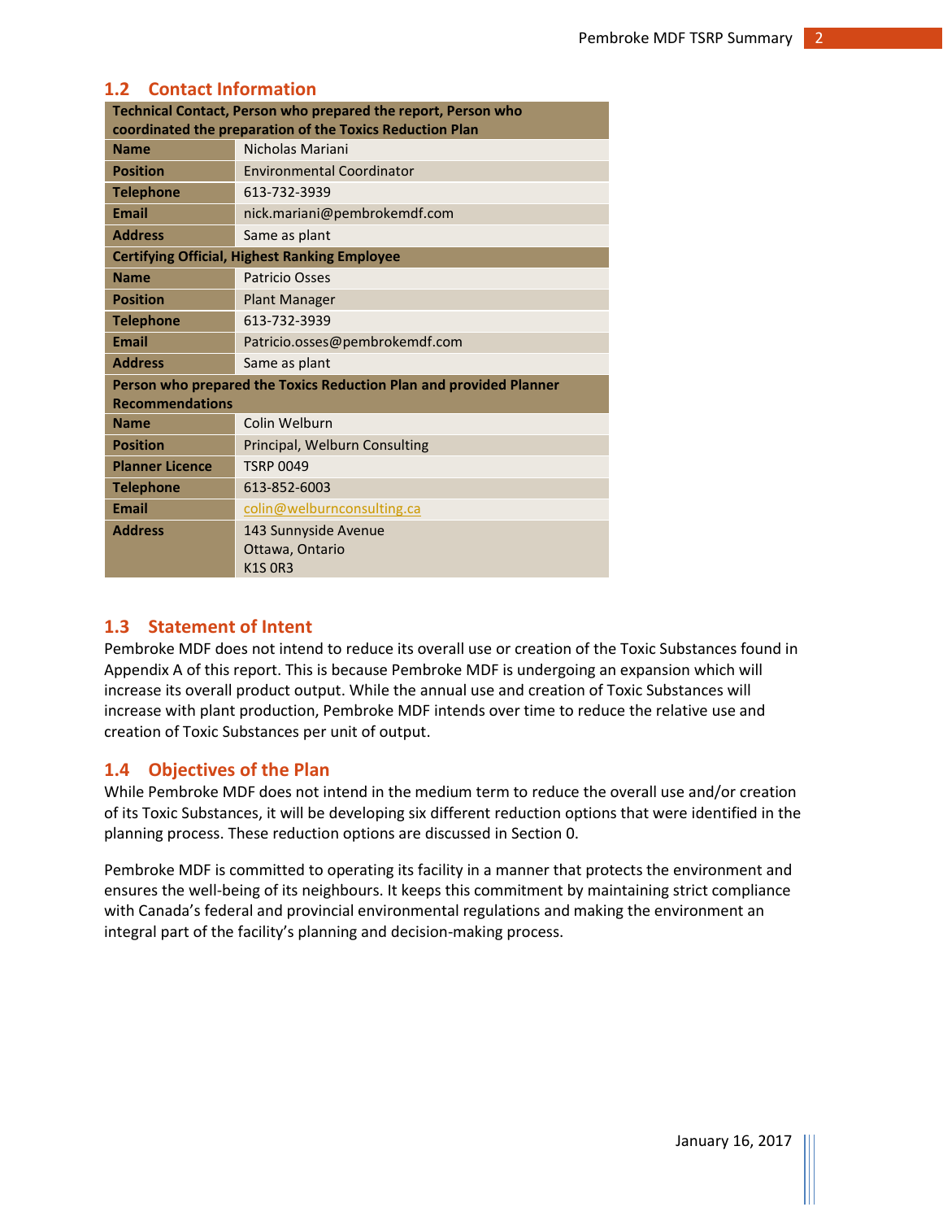## 1.2 Contact Information

| Technical Contact, Person who prepared the report, Person who coordinated the preparation of the Toxics Reduction Plan | |
|---|---|
| **Name** | Nicholas Mariani |
| **Position** | Environmental Coordinator |
| **Telephone** | 613-732-3939 |
| **Email** | nick.mariani@pembrokemdf.com |
| **Address** | Same as plant |
| **Certifying Official, Highest Ranking Employee** | |
| **Name** | Patricio Osses |
| **Position** | Plant Manager |
| **Telephone** | 613-732-3939 |
| **Email** | Patricio.osses@pembrokemdf.com |
| **Address** | Same as plant |
| **Person who prepared the Toxics Reduction Plan and provided Planner Recommendations** | |
| **Name** | Colin Welburn |
| **Position** | Principal, Welburn Consulting |
| **Planner Licence** | TSRP 0049 |
| **Telephone** | 613-852-6003 |
| **Email** | colin@welburnconsulting.ca |
| **Address** | 143 Sunnyside Avenue<br>Ottawa, Ontario<br>K1S 0R3 |

## 1.3 Statement of Intent

Pembroke MDF does not intend to reduce its overall use or creation of the Toxic Substances found in Appendix A of this report. This is because Pembroke MDF is undergoing an expansion which will increase its overall product output. While the annual use and creation of Toxic Substances will increase with plant production, Pembroke MDF intends over time to reduce the relative use and creation of Toxic Substances per unit of output.

## 1.4 Objectives of the Plan

While Pembroke MDF does not intend in the medium term to reduce the overall use and/or creation of its Toxic Substances, it will be developing six different reduction options that were identified in the planning process. These reduction options are discussed in Section 0.

Pembroke MDF is committed to operating its facility in a manner that protects the environment and ensures the well-being of its neighbours. It keeps this commitment by maintaining strict compliance with Canada's federal and provincial environmental regulations and making the environment an integral part of the facility's planning and decision-making process.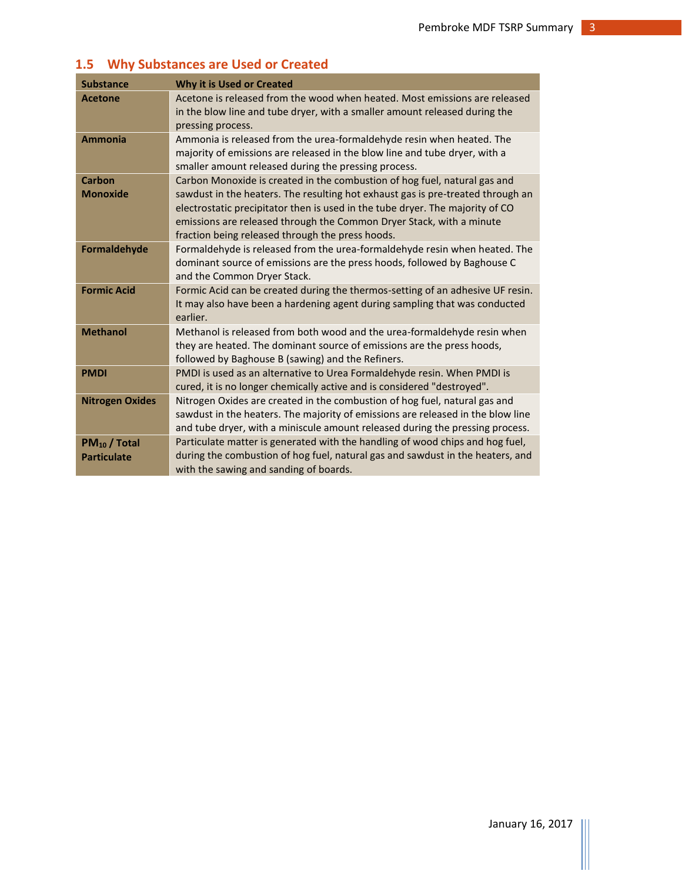## 1.5 Why Substances are Used or Created

| Substance | Why it is Used or Created |
|---|---|
| **Acetone** | Acetone is released from the wood when heated. Most emissions are released in the blow line and tube dryer, with a smaller amount released during the pressing process. |
| **Ammonia** | Ammonia is released from the urea-formaldehyde resin when heated. The majority of emissions are released in the blow line and tube dryer, with a smaller amount released during the pressing process. |
| **Carbon Monoxide** | Carbon Monoxide is created in the combustion of hog fuel, natural gas and sawdust in the heaters. The resulting hot exhaust gas is pre-treated through an electrostatic precipitator then is used in the tube dryer. The majority of CO emissions are released through the Common Dryer Stack, with a minute fraction being released through the press hoods. |
| **Formaldehyde** | Formaldehyde is released from the urea-formaldehyde resin when heated. The dominant source of emissions are the press hoods, followed by Baghouse C and the Common Dryer Stack. |
| **Formic Acid** | Formic Acid can be created during the thermos-setting of an adhesive UF resin. It may also have been a hardening agent during sampling that was conducted earlier. |
| **Methanol** | Methanol is released from both wood and the urea-formaldehyde resin when they are heated. The dominant source of emissions are the press hoods, followed by Baghouse B (sawing) and the Refiners. |
| **PMDI** | PMDI is used as an alternative to Urea Formaldehyde resin. When PMDI is cured, it is no longer chemically active and is considered "destroyed". |
| **Nitrogen Oxides** | Nitrogen Oxides are created in the combustion of hog fuel, natural gas and sawdust in the heaters. The majority of emissions are released in the blow line and tube dryer, with a miniscule amount released during the pressing process. |
| **$PM_{10}$ / Total Particulate** | Particulate matter is generated with the handling of wood chips and hog fuel, during the combustion of hog fuel, natural gas and sawdust in the heaters, and with the sawing and sanding of boards. |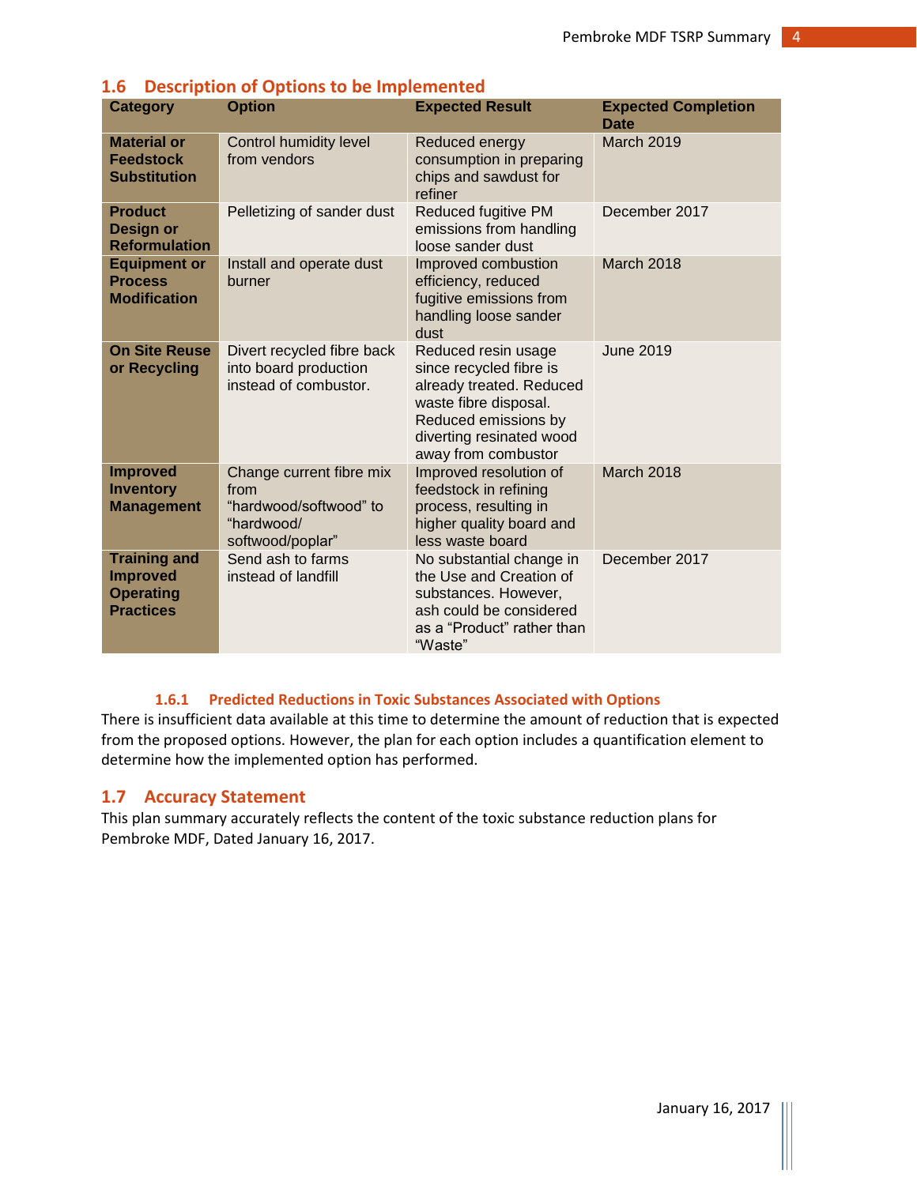## 1.6 Description of Options to be Implemented

| Category | Option | Expected Result | Expected Completion Date |
|---|---|---|---|
| **Material or Feedstock Substitution** | Control humidity level from vendors | Reduced energy consumption in preparing chips and sawdust for refiner | March 2019 |
| **Product Design or Reformulation** | Pelletizing of sander dust | Reduced fugitive PM emissions from handling loose sander dust | December 2017 |
| **Equipment or Process Modification** | Install and operate dust burner | Improved combustion efficiency, reduced fugitive emissions from handling loose sander dust | March 2018 |
| **On Site Reuse or Recycling** | Divert recycled fibre back into board production instead of combustor. | Reduced resin usage since recycled fibre is already treated. Reduced waste fibre disposal. Reduced emissions by diverting resinated wood away from combustor | June 2019 |
| **Improved Inventory Management** | Change current fibre mix from "hardwood/softwood" to "hardwood/ softwood/poplar" | Improved resolution of feedstock in refining process, resulting in higher quality board and less waste board | March 2018 |
| **Training and Improved Operating Practices** | Send ash to farms instead of landfill | No substantial change in the Use and Creation of substances. However, ash could be considered as a "Product" rather than "Waste" | December 2017 |

### 1.6.1 Predicted Reductions in Toxic Substances Associated with Options

There is insufficient data available at this time to determine the amount of reduction that is expected from the proposed options. However, the plan for each option includes a quantification element to determine how the implemented option has performed.

## 1.7 Accuracy Statement

This plan summary accurately reflects the content of the toxic substance reduction plans for Pembroke MDF, Dated January 16, 2017.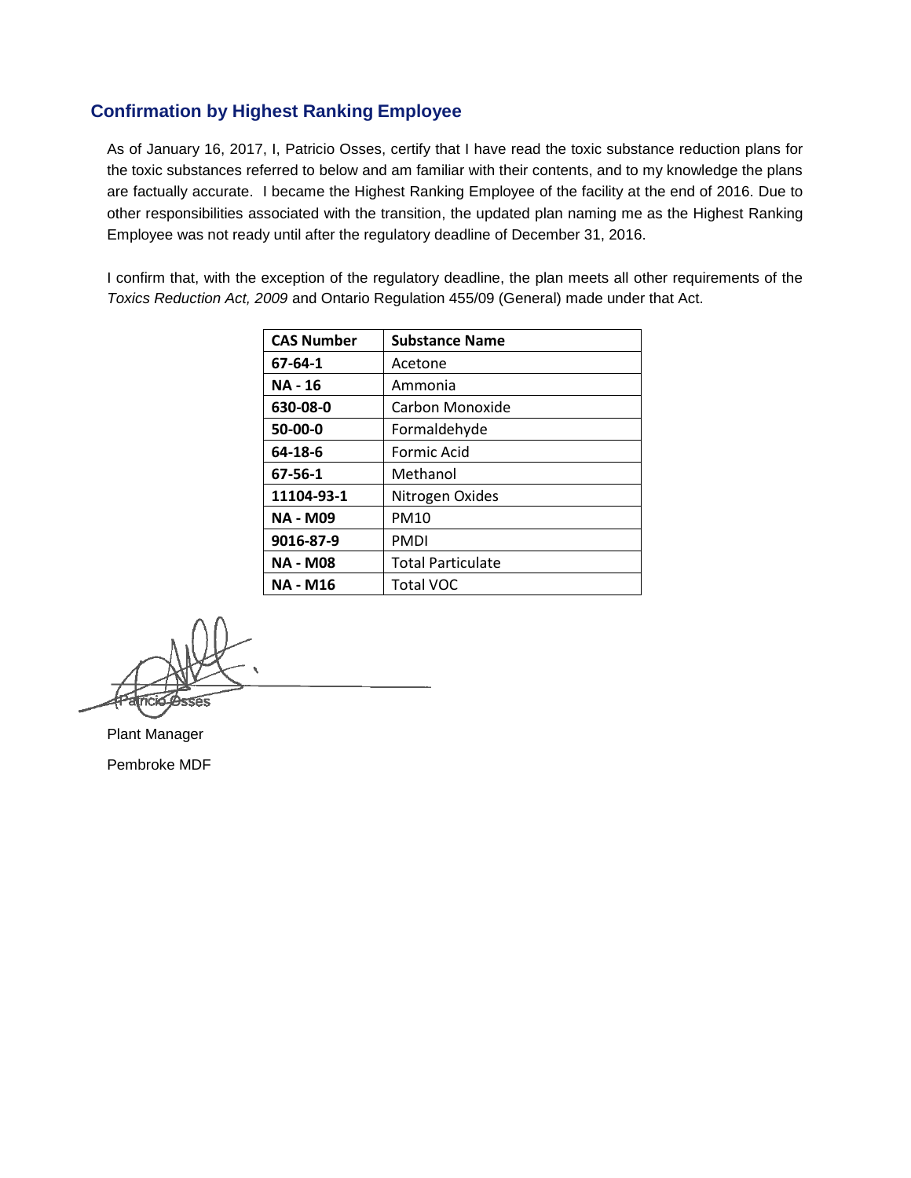## Confirmation by Highest Ranking Employee

As of January 16, 2017, I, Patricio Osses, certify that I have read the toxic substance reduction plans for the toxic substances referred to below and am familiar with their contents, and to my knowledge the plans are factually accurate. I became the Highest Ranking Employee of the facility at the end of 2016. Due to other responsibilities associated with the transition, the updated plan naming me as the Highest Ranking Employee was not ready until after the regulatory deadline of December 31, 2016.

I confirm that, with the exception of the regulatory deadline, the plan meets all other requirements of the *Toxics Reduction Act, 2009* and Ontario Regulation 455/09 (General) made under that Act.

| CAS Number | Substance Name |
|---|---|
| **67-64-1** | Acetone |
| **NA - 16** | Ammonia |
| **630-08-0** | Carbon Monoxide |
| **50-00-0** | Formaldehyde |
| **64-18-6** | Formic Acid |
| **67-56-1** | Methanol |
| **11104-93-1** | Nitrogen Oxides |
| **NA - M09** | PM10 |
| **9016-87-9** | PMDI |
| **NA - M08** | Total Particulate |
| **NA - M16** | Total VOC |

Patricio Osses

Plant Manager

Pembroke MDF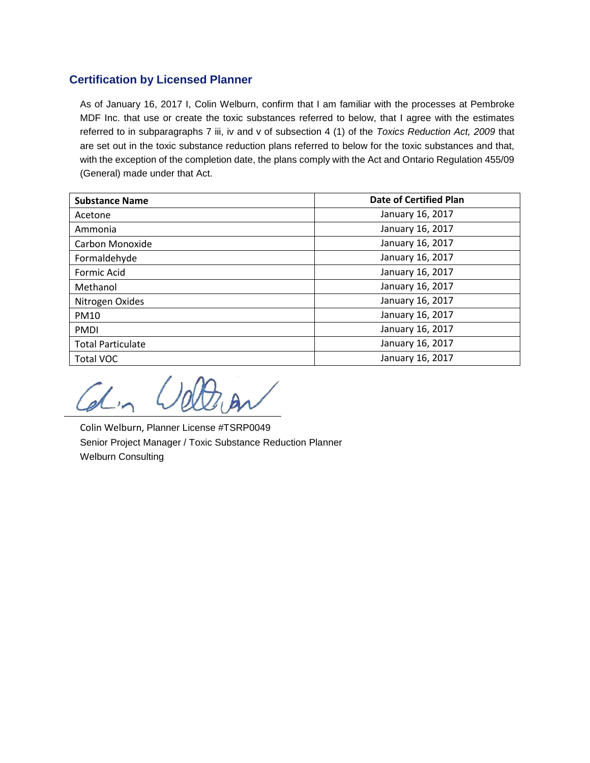## Certification by Licensed Planner

As of January 16, 2017 I, Colin Welburn, confirm that I am familiar with the processes at Pembroke MDF Inc. that use or create the toxic substances referred to below, that I agree with the estimates referred to in subparagraphs 7 iii, iv and v of subsection 4 (1) of the *Toxics Reduction Act, 2009* that are set out in the toxic substance reduction plans referred to below for the toxic substances and that, with the exception of the completion date, the plans comply with the Act and Ontario Regulation 455/09 (General) made under that Act.

| Substance Name | Date of Certified Plan |
|---|---|
| Acetone | January 16, 2017 |
| Ammonia | January 16, 2017 |
| Carbon Monoxide | January 16, 2017 |
| Formaldehyde | January 16, 2017 |
| Formic Acid | January 16, 2017 |
| Methanol | January 16, 2017 |
| Nitrogen Oxides | January 16, 2017 |
| PM10 | January 16, 2017 |
| PMDI | January 16, 2017 |
| Total Particulate | January 16, 2017 |
| Total VOC | January 16, 2017 |

Colin Welburn, Planner License #TSRP0049
Senior Project Manager / Toxic Substance Reduction Planner
Welburn Consulting